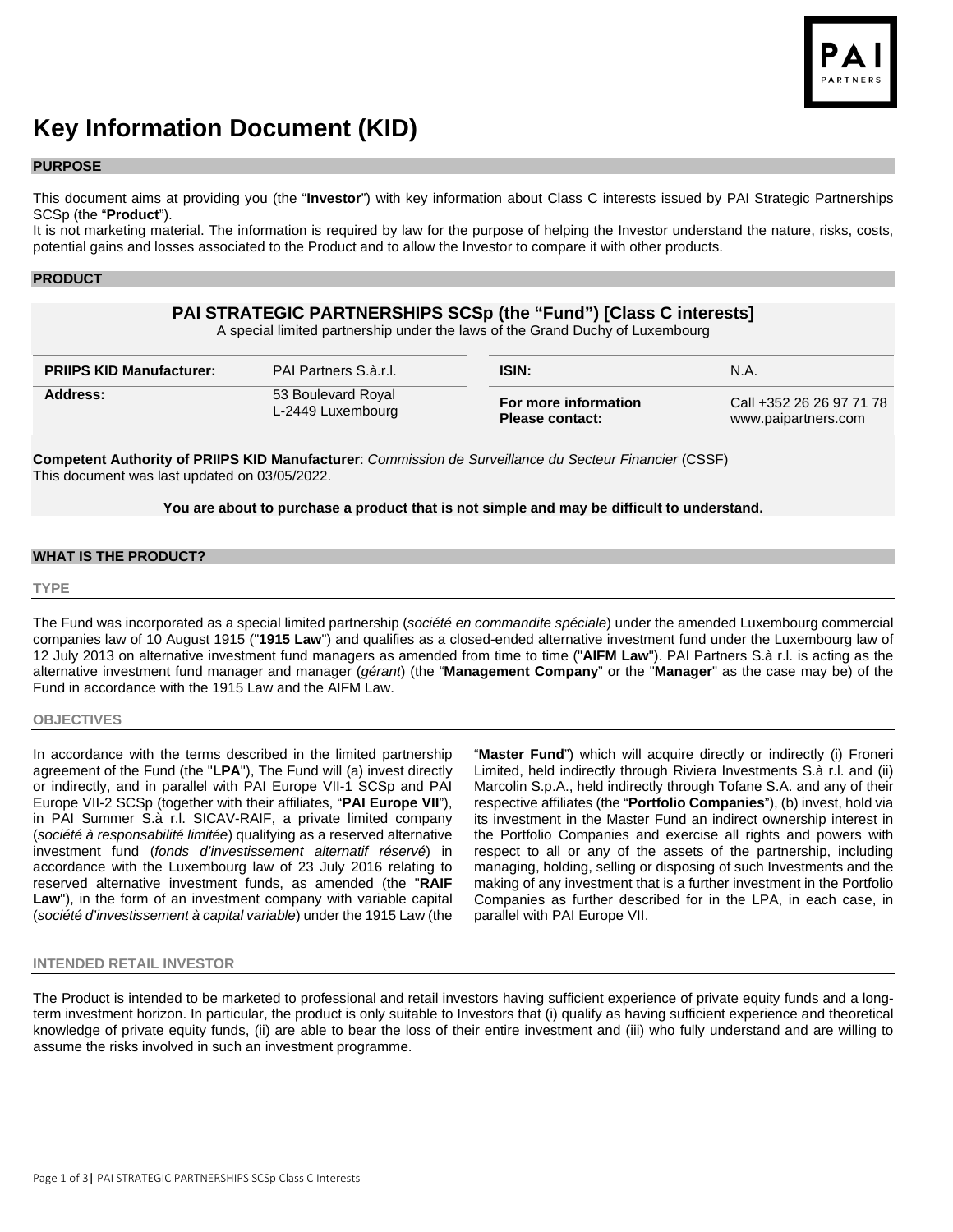# Key Information Document (KID)

## PURPOSE

This document aims at providing you (the "**Investor**") with key information about Class C interests issued by PAI Strategic Partnerships SCSp (the "**Product**").
It is not marketing material. The information is required by law for the purpose of helping the Investor understand the nature, risks, costs, potential gains and losses associated to the Product and to allow the Investor to compare it with other products.

## PRODUCT

### PAI STRATEGIC PARTNERSHIPS SCSp (the "Fund") [Class C interests]

A special limited partnership under the laws of the Grand Duchy of Luxembourg

| | | | |
|---|---|---|---|
| **PRIIPS KID Manufacturer:** | PAI Partners S.à.r.l. | **ISIN:** | N.A. |
| **Address:** | 53 Boulevard Royal<br>L-2449 Luxembourg | **For more information Please contact:** | Call +352 26 26 97 71 78<br>www.paipartners.com |

**Competent Authority of PRIIPS KID Manufacturer**: *Commission de Surveillance du Secteur Financier* (CSSF)
This document was last updated on 03/05/2022.

**You are about to purchase a product that is not simple and may be difficult to understand.**

## WHAT IS THE PRODUCT?

### TYPE

The Fund was incorporated as a special limited partnership (*société en commandite spéciale*) under the amended Luxembourg commercial companies law of 10 August 1915 ("**1915 Law**") and qualifies as a closed-ended alternative investment fund under the Luxembourg law of 12 July 2013 on alternative investment fund managers as amended from time to time ("**AIFM Law**"). PAI Partners S.à r.l. is acting as the alternative investment fund manager and manager (*gérant*) (the "**Management Company**" or the "**Manager**" as the case may be) of the Fund in accordance with the 1915 Law and the AIFM Law.

### OBJECTIVES

In accordance with the terms described in the limited partnership agreement of the Fund (the "**LPA**"), The Fund will (a) invest directly or indirectly, and in parallel with PAI Europe VII-1 SCSp and PAI Europe VII-2 SCSp (together with their affiliates, "**PAI Europe VII**"), in PAI Summer S.à r.l. SICAV-RAIF, a private limited company (*société à responsabilité limitée*) qualifying as a reserved alternative investment fund (*fonds d'investissement alternatif réservé*) in accordance with the Luxembourg law of 23 July 2016 relating to reserved alternative investment funds, as amended (the "**RAIF Law**"), in the form of an investment company with variable capital (*société d'investissement à capital variable*) under the 1915 Law (the "**Master Fund**") which will acquire directly or indirectly (i) Froneri Limited, held indirectly through Riviera Investments S.à r.l. and (ii) Marcolin S.p.A., held indirectly through Tofane S.A. and any of their respective affiliates (the "**Portfolio Companies**"), (b) invest, hold via its investment in the Master Fund an indirect ownership interest in the Portfolio Companies and exercise all rights and powers with respect to all or any of the assets of the partnership, including managing, holding, selling or disposing of such Investments and the making of any investment that is a further investment in the Portfolio Companies as further described for in the LPA, in each case, in parallel with PAI Europe VII.

### INTENDED RETAIL INVESTOR

The Product is intended to be marketed to professional and retail investors having sufficient experience of private equity funds and a long-term investment horizon. In particular, the product is only suitable to Investors that (i) qualify as having sufficient experience and theoretical knowledge of private equity funds, (ii) are able to bear the loss of their entire investment and (iii) who fully understand and are willing to assume the risks involved in such an investment programme.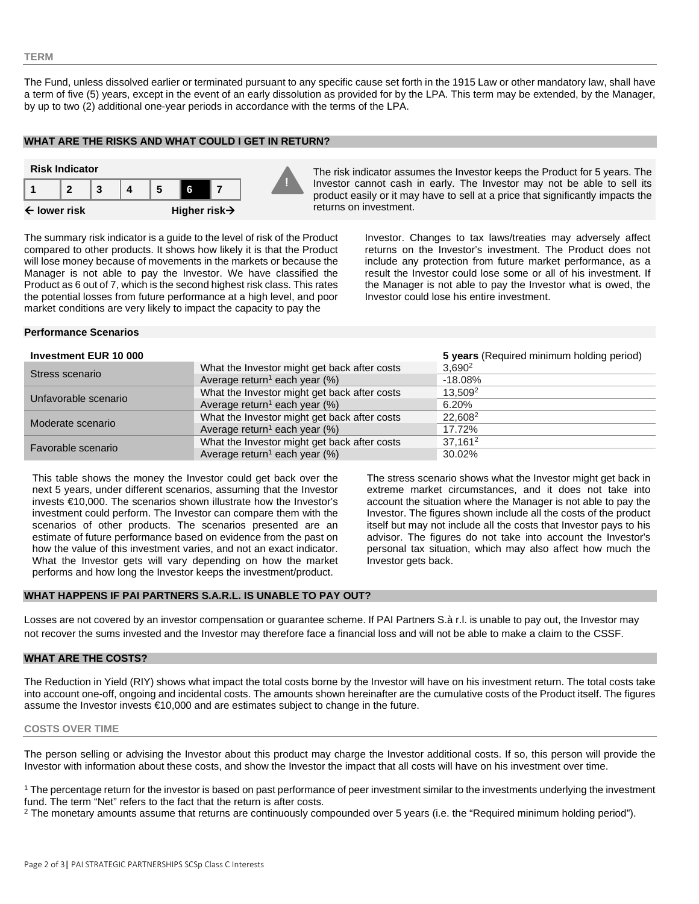#### TERM

The Fund, unless dissolved earlier or terminated pursuant to any specific cause set forth in the 1915 Law or other mandatory law, shall have a term of five (5) years, except in the event of an early dissolution as provided for by the LPA. This term may be extended, by the Manager, by up to two (2) additional one-year periods in accordance with the terms of the LPA.

## WHAT ARE THE RISKS AND WHAT COULD I GET IN RETURN?

**Risk Indicator**

| 1 | 2 | 3 | 4 | 5 | **6** | 7 |
|---|---|---|---|---|---|---|

**← lower risk** **Higher risk→**

The risk indicator assumes the Investor keeps the Product for 5 years. The Investor cannot cash in early. The Investor may not be able to sell its product easily or it may have to sell at a price that significantly impacts the returns on investment.

The summary risk indicator is a guide to the level of risk of the Product compared to other products. It shows how likely it is that the Product will lose money because of movements in the markets or because the Manager is not able to pay the Investor. We have classified the Product as 6 out of 7, which is the second highest risk class. This rates the potential losses from future performance at a high level, and poor market conditions are very likely to impact the capacity to pay the Investor. Changes to tax laws/treaties may adversely affect returns on the Investor's investment. The Product does not include any protection from future market performance, as a result the Investor could lose some or all of his investment. If the Manager is not able to pay the Investor what is owed, the Investor could lose his entire investment.

### Performance Scenarios

| **Investment EUR 10 000** | | **5 years** (Required minimum holding period) |
|---|---|---|
| Stress scenario | What the Investor might get back after costs | 3,690[2] |
| | Average return[1] each year (%) | -18.08% |
| Unfavorable scenario | What the Investor might get back after costs | 13,509[2] |
| | Average return[1] each year (%) | 6.20% |
| Moderate scenario | What the Investor might get back after costs | 22,608[2] |
| | Average return[1] each year (%) | 17.72% |
| Favorable scenario | What the Investor might get back after costs | 37,161[2] |
| | Average return[1] each year (%) | 30.02% |

This table shows the money the Investor could get back over the next 5 years, under different scenarios, assuming that the Investor invests €10,000. The scenarios shown illustrate how the Investor's investment could perform. The Investor can compare them with the scenarios of other products. The scenarios presented are an estimate of future performance based on evidence from the past on how the value of this investment varies, and not an exact indicator. What the Investor gets will vary depending on how the market performs and how long the Investor keeps the investment/product.

The stress scenario shows what the Investor might get back in extreme market circumstances, and it does not take into account the situation where the Manager is not able to pay the Investor. The figures shown include all the costs of the product itself but may not include all the costs that Investor pays to his advisor. The figures do not take into account the Investor's personal tax situation, which may also affect how much the Investor gets back.

## WHAT HAPPENS IF PAI PARTNERS S.A.R.L. IS UNABLE TO PAY OUT?

Losses are not covered by an investor compensation or guarantee scheme. If PAI Partners S.à r.l. is unable to pay out, the Investor may not recover the sums invested and the Investor may therefore face a financial loss and will not be able to make a claim to the CSSF.

## WHAT ARE THE COSTS?

The Reduction in Yield (RIY) shows what impact the total costs borne by the Investor will have on his investment return. The total costs take into account one-off, ongoing and incidental costs. The amounts shown hereinafter are the cumulative costs of the Product itself. The figures assume the Investor invests €10,000 and are estimates subject to change in the future.

#### COSTS OVER TIME

The person selling or advising the Investor about this product may charge the Investor additional costs. If so, this person will provide the Investor with information about these costs, and show the Investor the impact that all costs will have on his investment over time.

[1] The percentage return for the investor is based on past performance of peer investment similar to the investments underlying the investment fund. The term "Net" refers to the fact that the return is after costs.

[2] The monetary amounts assume that returns are continuously compounded over 5 years (i.e. the "Required minimum holding period").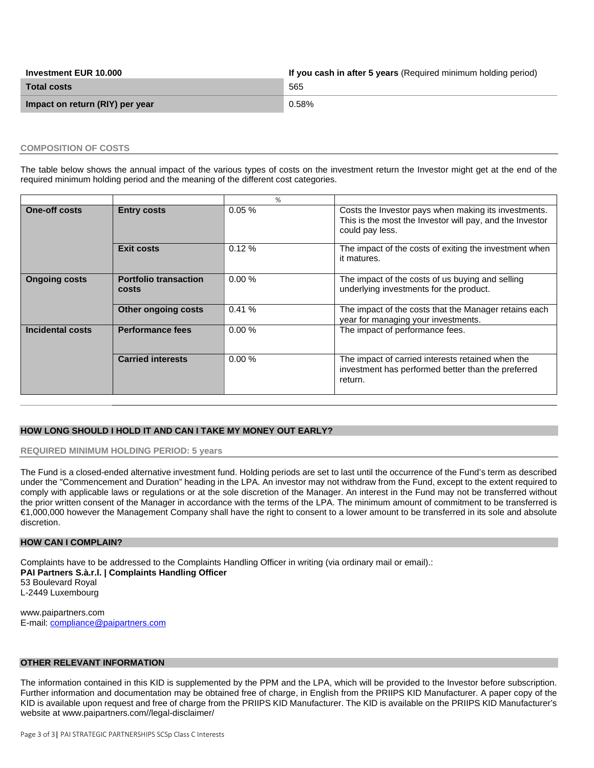| Investment EUR 10.000 | If you cash in after 5 years (Required minimum holding period) |
|---|---|
| **Total costs** | 565 |
| **Impact on return (RIY) per year** | 0.58% |

### COMPOSITION OF COSTS

The table below shows the annual impact of the various types of costs on the investment return the Investor might get at the end of the required minimum holding period and the meaning of the different cost categories.

| | | % | |
|---|---|---|---|
| **One-off costs** | **Entry costs** | 0.05 % | Costs the Investor pays when making its investments. This is the most the Investor will pay, and the Investor could pay less. |
| | **Exit costs** | 0.12 % | The impact of the costs of exiting the investment when it matures. |
| **Ongoing costs** | **Portfolio transaction costs** | 0.00 % | The impact of the costs of us buying and selling underlying investments for the product. |
| | **Other ongoing costs** | 0.41 % | The impact of the costs that the Manager retains each year for managing your investments. |
| **Incidental costs** | **Performance fees** | 0.00 % | The impact of performance fees. |
| | **Carried interests** | 0.00 % | The impact of carried interests retained when the investment has performed better than the preferred return. |

## HOW LONG SHOULD I HOLD IT AND CAN I TAKE MY MONEY OUT EARLY?

### REQUIRED MINIMUM HOLDING PERIOD: 5 years

The Fund is a closed-ended alternative investment fund. Holding periods are set to last until the occurrence of the Fund's term as described under the "Commencement and Duration" heading in the LPA. An investor may not withdraw from the Fund, except to the extent required to comply with applicable laws or regulations or at the sole discretion of the Manager. An interest in the Fund may not be transferred without the prior written consent of the Manager in accordance with the terms of the LPA. The minimum amount of commitment to be transferred is €1,000,000 however the Management Company shall have the right to consent to a lower amount to be transferred in its sole and absolute discretion.

## HOW CAN I COMPLAIN?

Complaints have to be addressed to the Complaints Handling Officer in writing (via ordinary mail or email).:
**PAI Partners S.à.r.l. | Complaints Handling Officer**
53 Boulevard Royal
L-2449 Luxembourg

www.paipartners.com
E-mail: compliance@paipartners.com

## OTHER RELEVANT INFORMATION

The information contained in this KID is supplemented by the PPM and the LPA, which will be provided to the Investor before subscription. Further information and documentation may be obtained free of charge, in English from the PRIIPS KID Manufacturer. A paper copy of the KID is available upon request and free of charge from the PRIIPS KID Manufacturer. The KID is available on the PRIIPS KID Manufacturer's website at www.paipartners.com//legal-disclaimer/